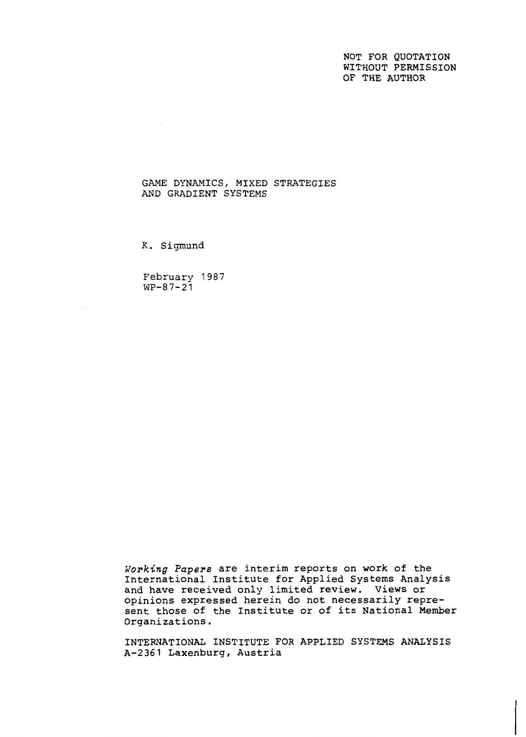NOT FOR QUOTATION
WITHOUT PERMISSION
OF THE AUTHOR

# GAME DYNAMICS, MIXED STRATEGIES AND GRADIENT SYSTEMS

K. Sigmund

February 1987
WP-87-21

*Working Papers* are interim reports on work of the International Institute for Applied Systems Analysis and have received only limited review. Views or opinions expressed herein do not necessarily represent those of the Institute or of its National Member Organizations.

INTERNATIONAL INSTITUTE FOR APPLIED SYSTEMS ANALYSIS
A-2361 Laxenburg, Austria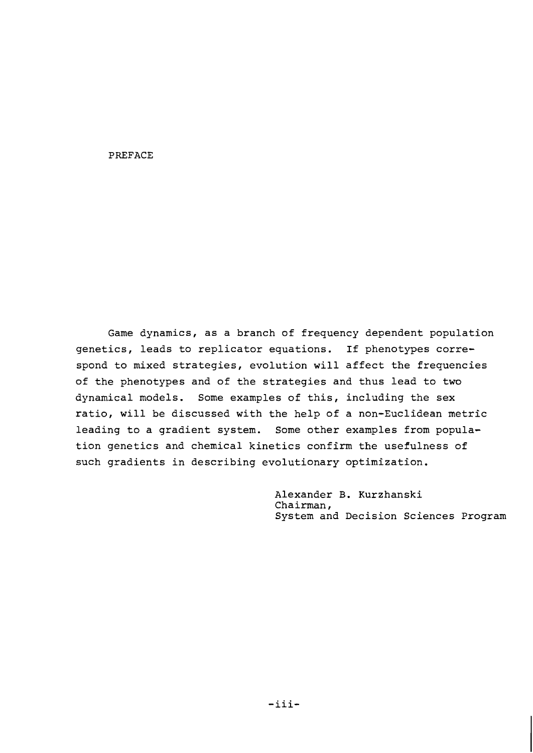# PREFACE

Game dynamics, as a branch of frequency dependent population genetics, leads to replicator equations. If phenotypes correspond to mixed strategies, evolution will affect the frequencies of the phenotypes and of the strategies and thus lead to two dynamical models. Some examples of this, including the sex ratio, will be discussed with the help of a non-Euclidean metric leading to a gradient system. Some other examples from population genetics and chemical kinetics confirm the usefulness of such gradients in describing evolutionary optimization.

Alexander B. Kurzhanski
Chairman,
System and Decision Sciences Program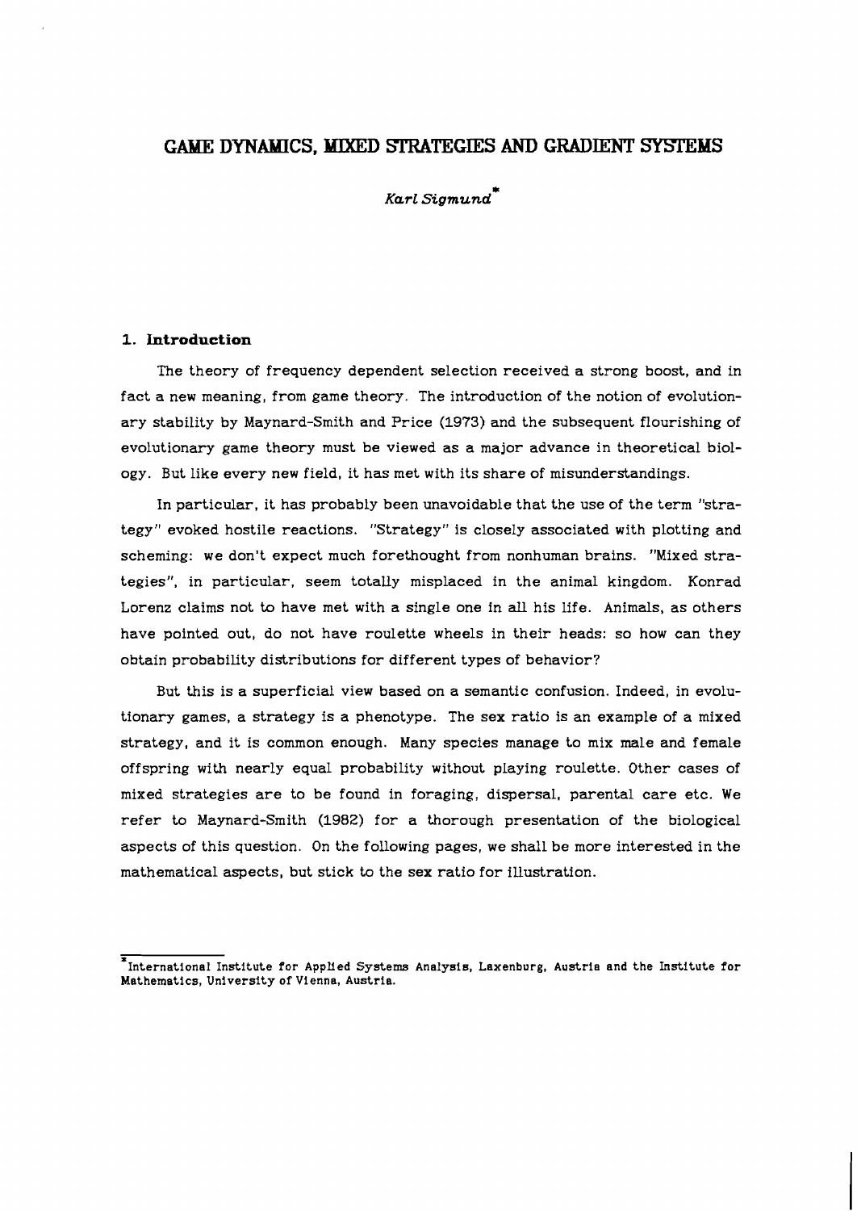# GAME DYNAMICS, MIXED STRATEGIES AND GRADIENT SYSTEMS

*Karl Sigmund*[*]

## 1. Introduction

The theory of frequency dependent selection received a strong boost, and in fact a new meaning, from game theory. The introduction of the notion of evolutionary stability by Maynard-Smith and Price (1973) and the subsequent flourishing of evolutionary game theory must be viewed as a major advance in theoretical biology. But like every new field, it has met with its share of misunderstandings.

In particular, it has probably been unavoidable that the use of the term "strategy" evoked hostile reactions. "Strategy" is closely associated with plotting and scheming: we don't expect much forethought from nonhuman brains. "Mixed strategies", in particular, seem totally misplaced in the animal kingdom. Konrad Lorenz claims not to have met with a single one in all his life. Animals, as others have pointed out, do not have roulette wheels in their heads: so how can they obtain probability distributions for different types of behavior?

But this is a superficial view based on a semantic confusion. Indeed, in evolutionary games, a strategy is a phenotype. The sex ratio is an example of a mixed strategy, and it is common enough. Many species manage to mix male and female offspring with nearly equal probability without playing roulette. Other cases of mixed strategies are to be found in foraging, dispersal, parental care etc. We refer to Maynard-Smith (1982) for a thorough presentation of the biological aspects of this question. On the following pages, we shall be more interested in the mathematical aspects, but stick to the sex ratio for illustration.

---

[*] International Institute for Applied Systems Analysis, Laxenburg, Austria and the Institute for Mathematics, University of Vienna, Austria.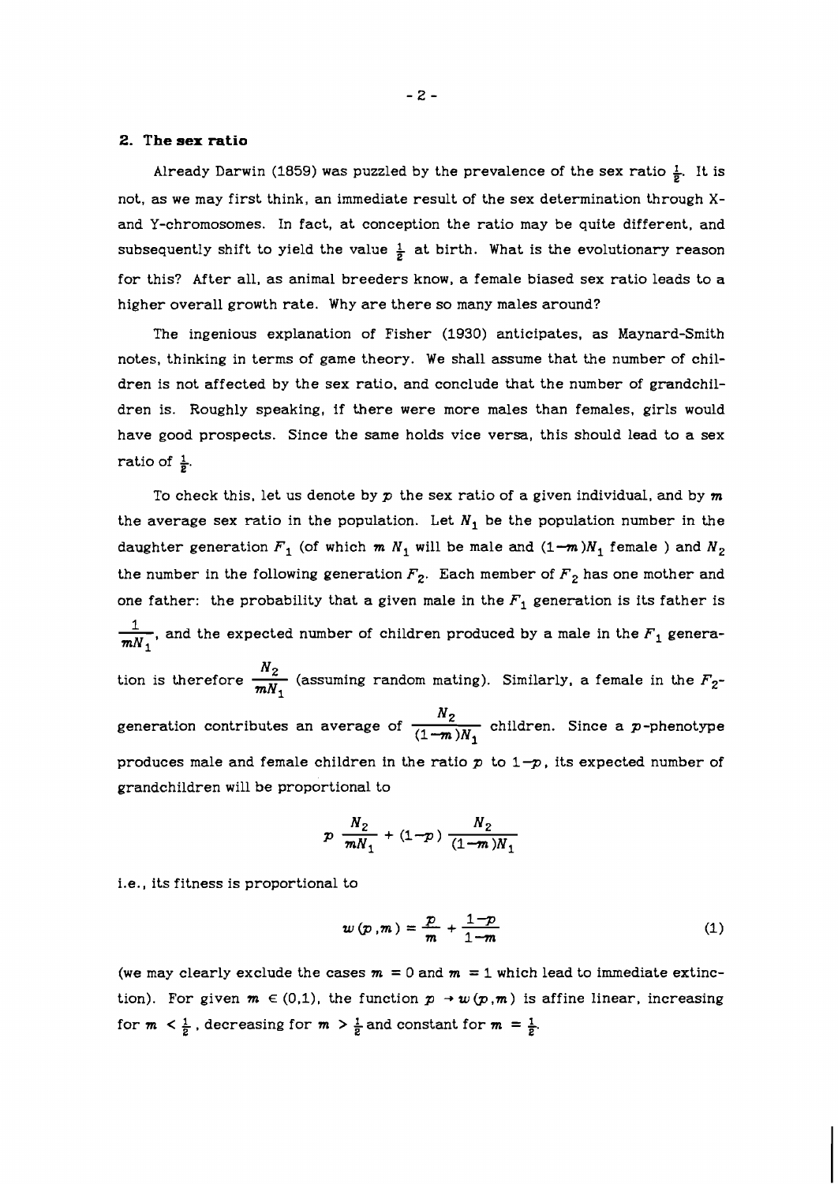## 2. The sex ratio

Already Darwin (1859) was puzzled by the prevalence of the sex ratio $\frac{1}{2}$. It is not, as we may first think, an immediate result of the sex determination through X- and Y-chromosomes. In fact, at conception the ratio may be quite different, and subsequently shift to yield the value $\frac{1}{2}$ at birth. What is the evolutionary reason for this? After all, as animal breeders know, a female biased sex ratio leads to a higher overall growth rate. Why are there so many males around?

The ingenious explanation of Fisher (1930) anticipates, as Maynard-Smith notes, thinking in terms of game theory. We shall assume that the number of children is not affected by the sex ratio, and conclude that the number of grandchildren is. Roughly speaking, if there were more males than females, girls would have good prospects. Since the same holds vice versa, this should lead to a sex ratio of $\frac{1}{2}$.

To check this, let us denote by $p$ the sex ratio of a given individual, and by $m$ the average sex ratio in the population. Let $N_1$ be the population number in the daughter generation $F_1$ (of which $m\, N_1$ will be male and $(1-m)N_1$ female ) and $N_2$ the number in the following generation $F_2$. Each member of $F_2$ has one mother and one father: the probability that a given male in the $F_1$ generation is its father is $\frac{1}{mN_1}$, and the expected number of children produced by a male in the $F_1$ generation is therefore $\frac{N_2}{mN_1}$ (assuming random mating). Similarly, a female in the $F_2$-generation contributes an average of $\frac{N_2}{(1-m)N_1}$ children. Since a $p$-phenotype produces male and female children in the ratio $p$ to $1-p$, its expected number of grandchildren will be proportional to

$$p\,\frac{N_2}{mN_1} + (1-p)\,\frac{N_2}{(1-m)N_1}$$

i.e., its fitness is proportional to

$$w(p,m) = \frac{p}{m} + \frac{1-p}{1-m} \tag{1}$$

(we may clearly exclude the cases $m = 0$ and $m = 1$ which lead to immediate extinction). For given $m \in (0,1)$, the function $p \to w(p,m)$ is affine linear, increasing for $m < \frac{1}{2}$, decreasing for $m > \frac{1}{2}$ and constant for $m = \frac{1}{2}$.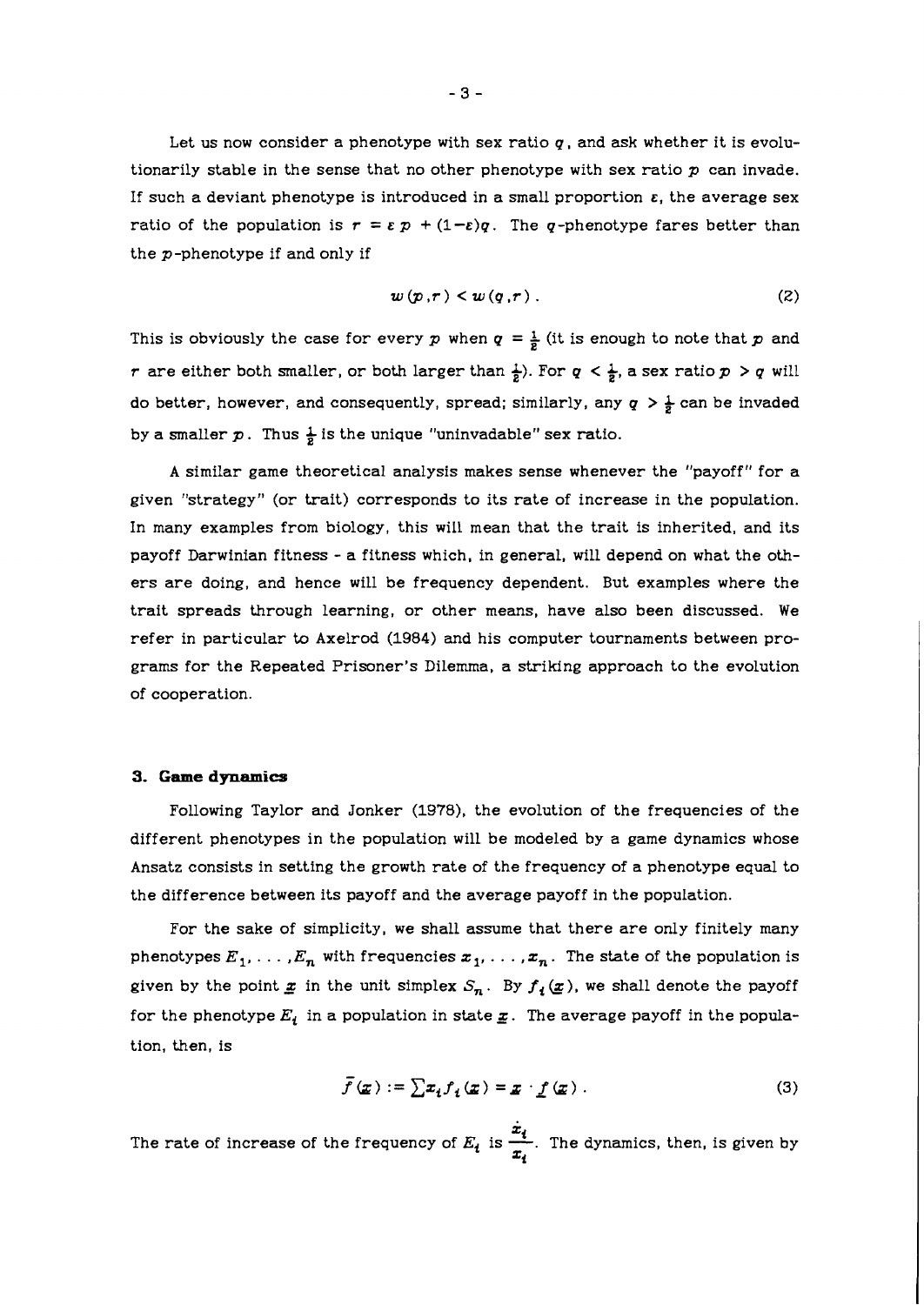Let us now consider a phenotype with sex ratio $q$, and ask whether it is evolutionarily stable in the sense that no other phenotype with sex ratio $p$ can invade. If such a deviant phenotype is introduced in a small proportion $\varepsilon$, the average sex ratio of the population is $r = \varepsilon p + (1-\varepsilon)q$. The $q$-phenotype fares better than the $p$-phenotype if and only if

$$w(p,r) < w(q,r) . \tag{2}$$

This is obviously the case for every $p$ when $q = \frac{1}{2}$ (it is enough to note that $p$ and $r$ are either both smaller, or both larger than $\frac{1}{2}$). For $q < \frac{1}{2}$, a sex ratio $p > q$ will do better, however, and consequently, spread; similarly, any $q > \frac{1}{2}$ can be invaded by a smaller $p$. Thus $\frac{1}{2}$ is the unique "uninvadable" sex ratio.

A similar game theoretical analysis makes sense whenever the "payoff" for a given "strategy" (or trait) corresponds to its rate of increase in the population. In many examples from biology, this will mean that the trait is inherited, and its payoff Darwinian fitness - a fitness which, in general, will depend on what the others are doing, and hence will be frequency dependent. But examples where the trait spreads through learning, or other means, have also been discussed. We refer in particular to Axelrod (1984) and his computer tournaments between programs for the Repeated Prisoner's Dilemma, a striking approach to the evolution of cooperation.

## 3. Game dynamics

Following Taylor and Jonker (1978), the evolution of the frequencies of the different phenotypes in the population will be modeled by a game dynamics whose Ansatz consists in setting the growth rate of the frequency of a phenotype equal to the difference between its payoff and the average payoff in the population.

For the sake of simplicity, we shall assume that there are only finitely many phenotypes $E_1, \ldots, E_n$ with frequencies $x_1, \ldots, x_n$. The state of the population is given by the point $\underline{x}$ in the unit simplex $S_n$. By $f_i(\underline{x})$, we shall denote the payoff for the phenotype $E_i$ in a population in state $\underline{x}$. The average payoff in the population, then, is

$$\bar{f}(\underline{x}) := \sum x_i f_i(\underline{x}) = \underline{x} \cdot \underline{f}(\underline{x}) . \tag{3}$$

The rate of increase of the frequency of $E_i$ is $\frac{\dot{x}_i}{x_i}$. The dynamics, then, is given by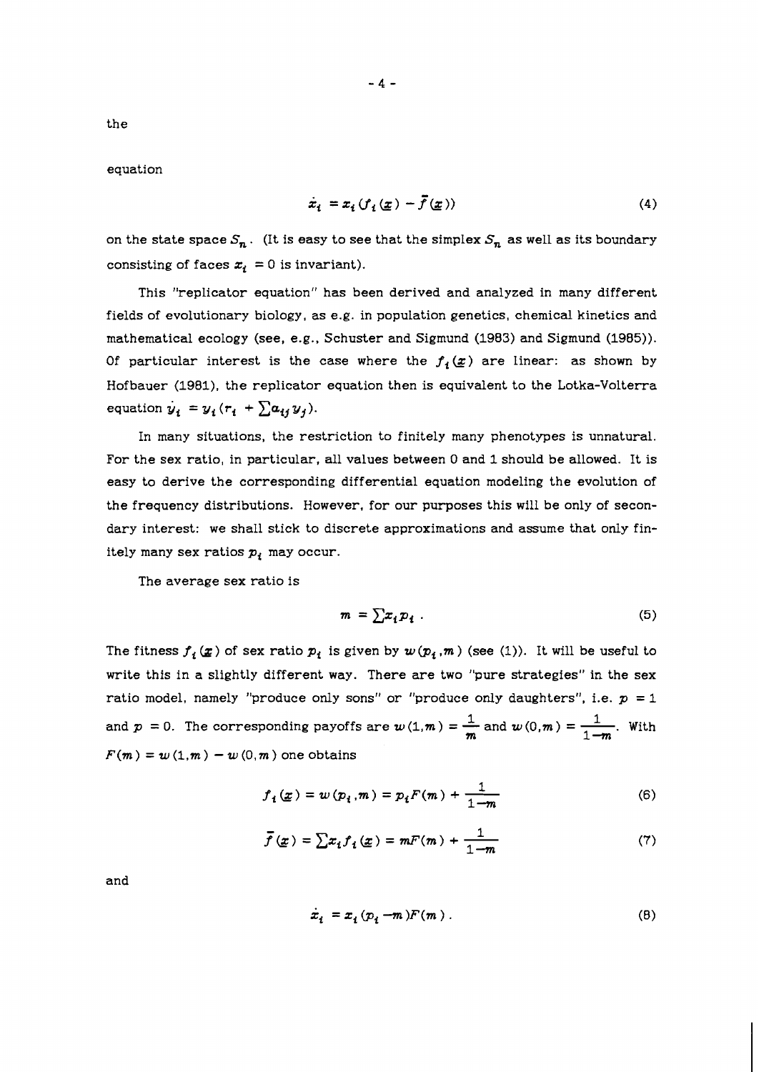the

equation

$$\dot{x}_i = x_i (f_i(\underline{x}) - \bar{f}(\underline{x})) \tag{4}$$

on the state space $S_n$. (It is easy to see that the simplex $S_n$ as well as its boundary consisting of faces $x_i = 0$ is invariant).

This "replicator equation" has been derived and analyzed in many different fields of evolutionary biology, as e.g. in population genetics, chemical kinetics and mathematical ecology (see, e.g., Schuster and Sigmund (1983) and Sigmund (1985)). Of particular interest is the case where the $f_i(\underline{x})$ are linear: as shown by Hofbauer (1981), the replicator equation then is equivalent to the Lotka-Volterra equation $\dot{y}_i = y_i(r_i + \sum a_{ij} y_j)$.

In many situations, the restriction to finitely many phenotypes is unnatural. For the sex ratio, in particular, all values between 0 and 1 should be allowed. It is easy to derive the corresponding differential equation modeling the evolution of the frequency distributions. However, for our purposes this will be only of secondary interest: we shall stick to discrete approximations and assume that only finitely many sex ratios $p_i$ may occur.

The average sex ratio is

$$m = \sum x_i p_i . \tag{5}$$

The fitness $f_i(\underline{x})$ of sex ratio $p_i$ is given by $w(p_i, m)$ (see (1)). It will be useful to write this in a slightly different way. There are two "pure strategies" in the sex ratio model, namely "produce only sons" or "produce only daughters", i.e. $p = 1$ and $p = 0$. The corresponding payoffs are $w(1,m) = \frac{1}{m}$ and $w(0,m) = \frac{1}{1-m}$. With $F(m) = w(1,m) - w(0,m)$ one obtains

$$f_i(\underline{x}) = w(p_i, m) = p_i F(m) + \frac{1}{1-m} \tag{6}$$

$$\bar{f}(\underline{x}) = \sum x_i f_i(\underline{x}) = mF(m) + \frac{1}{1-m} \tag{7}$$

and

$$\dot{x}_i = x_i (p_i - m) F(m) . \tag{8}$$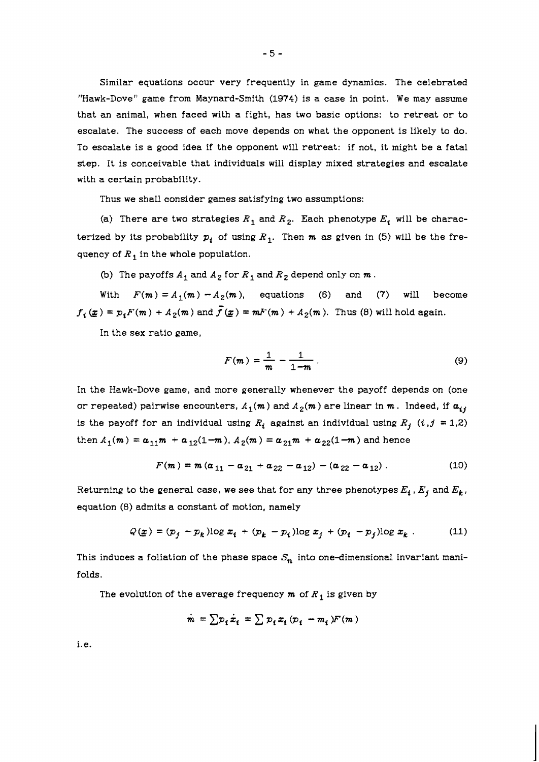Similar equations occur very frequently in game dynamics. The celebrated "Hawk-Dove" game from Maynard-Smith (1974) is a case in point. We may assume that an animal, when faced with a fight, has two basic options: to retreat or to escalate. The success of each move depends on what the opponent is likely to do. To escalate is a good idea if the opponent will retreat: if not, it might be a fatal step. It is conceivable that individuals will display mixed strategies and escalate with a certain probability.

Thus we shall consider games satisfying two assumptions:

(a) There are two strategies $R_1$ and $R_2$. Each phenotype $E_i$ will be characterized by its probability $p_i$ of using $R_1$. Then $m$ as given in (5) will be the frequency of $R_1$ in the whole population.

(b) The payoffs $A_1$ and $A_2$ for $R_1$ and $R_2$ depend only on $m$.

With $F(m) = A_1(m) - A_2(m)$, equations (6) and (7) will become $f_i(\underline{x}) = p_i F(m) + A_2(m)$ and $\bar{f}(\underline{x}) = mF(m) + A_2(m)$. Thus (8) will hold again.

In the sex ratio game,

$$F(m) = \frac{1}{m} - \frac{1}{1-m} \,. \tag{9}$$

In the Hawk-Dove game, and more generally whenever the payoff depends on (one or repeated) pairwise encounters, $A_1(m)$ and $A_2(m)$ are linear in $m$. Indeed, if $a_{ij}$ is the payoff for an individual using $R_i$ against an individual using $R_j$ $(i,j = 1,2)$ then $A_1(m) = a_{11}m + a_{12}(1-m)$, $A_2(m) = a_{21}m + a_{22}(1-m)$ and hence

$$F(m) = m(a_{11} - a_{21} + a_{22} - a_{12}) - (a_{22} - a_{12}) \,. \tag{10}$$

Returning to the general case, we see that for any three phenotypes $E_i$, $E_j$ and $E_k$, equation (8) admits a constant of motion, namely

$$Q(\underline{x}) = (p_j - p_k)\log x_i + (p_k - p_i)\log x_j + (p_i - p_j)\log x_k \,. \tag{11}$$

This induces a foliation of the phase space $S_n$ into one-dimensional invariant manifolds.

The evolution of the average frequency $m$ of $R_1$ is given by

$$\dot{m} = \sum p_i \dot{x}_i = \sum p_i x_i (p_i - m_i) F(m)$$

i.e.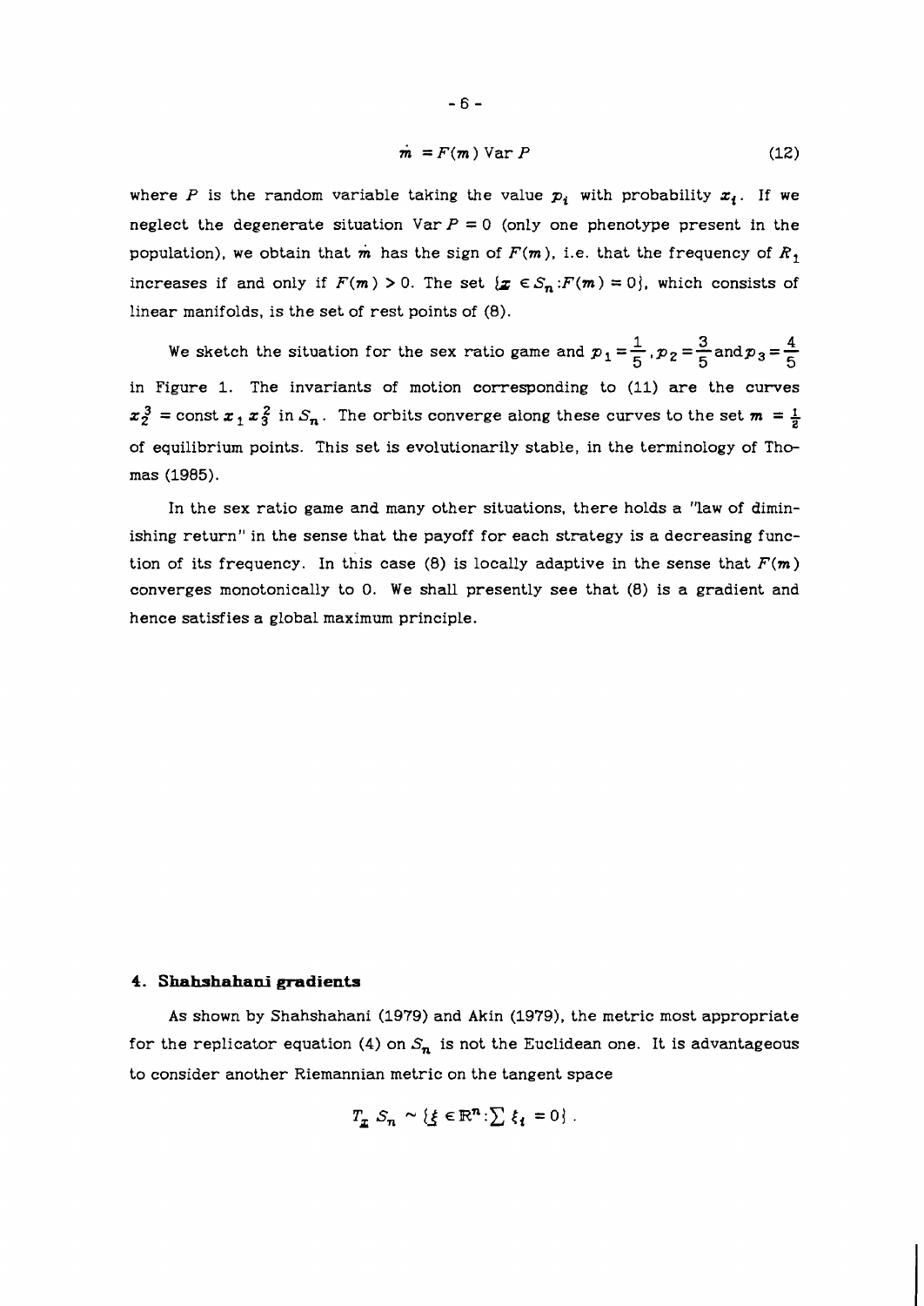$$\dot{m} = F(m)\ \mathrm{Var}\ P \tag{12}$$

where $P$ is the random variable taking the value $p_i$ with probability $x_i$. If we neglect the degenerate situation $\mathrm{Var}\ P = 0$ (only one phenotype present in the population), we obtain that $\dot{m}$ has the sign of $F(m)$, i.e. that the frequency of $R_1$ increases if and only if $F(m) > 0$. The set $\{x \in S_n : F(m) = 0\}$, which consists of linear manifolds, is the set of rest points of (8).

We sketch the situation for the sex ratio game and $p_1 = \frac{1}{5}$, $p_2 = \frac{3}{5}$ and $p_3 = \frac{4}{5}$ in Figure 1. The invariants of motion corresponding to (11) are the curves $x_2^3 = \text{const}\ x_1 x_3^2$ in $S_n$. The orbits converge along these curves to the set $m = \frac{1}{2}$ of equilibrium points. This set is evolutionarily stable, in the terminology of Thomas (1985).

In the sex ratio game and many other situations, there holds a "law of diminishing return" in the sense that the payoff for each strategy is a decreasing function of its frequency. In this case (8) is locally adaptive in the sense that $F(m)$ converges monotonically to 0. We shall presently see that (8) is a gradient and hence satisfies a global maximum principle.

## 4. Shahshahani gradients

As shown by Shahshahani (1979) and Akin (1979), the metric most appropriate for the replicator equation (4) on $S_n$ is not the Euclidean one. It is advantageous to consider another Riemannian metric on the tangent space

$$T_x S_n \sim \{\xi \in \mathbb{R}^n : \sum \xi_i = 0\}.$$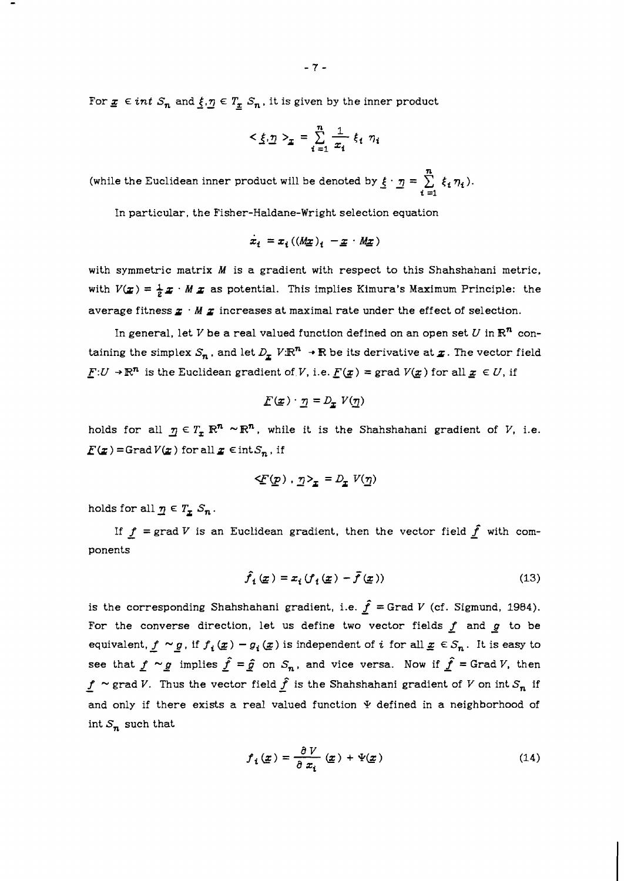For $\underline{x} \in int\ S_n$ and $\underline{\xi}, \underline{\eta} \in T_{\underline{x}}\ S_n$, it is given by the inner product

$$< \underline{\xi}, \underline{\eta} >_{\underline{x}} = \sum_{i=1}^{n} \frac{1}{x_i} \xi_i \eta_i$$

(while the Euclidean inner product will be denoted by $\underline{\xi} \cdot \underline{\eta} = \sum_{i=1}^{n} \xi_i \eta_i$).

In particular, the Fisher-Haldane-Wright selection equation

$$\dot{x}_i = x_i ((M\underline{x})_i - \underline{x} \cdot M\underline{x})$$

with symmetric matrix $M$ is a gradient with respect to this Shahshahani metric, with $V(\underline{x}) = \frac{1}{2} \underline{x} \cdot M \underline{x}$ as potential. This implies Kimura's Maximum Principle: the average fitness $\underline{x} \cdot M \underline{x}$ increases at maximal rate under the effect of selection.

In general, let $V$ be a real valued function defined on an open set $U$ in $\mathbb{R}^n$ containing the simplex $S_n$, and let $D_{\underline{x}}\ V:\mathbb{R}^n \to \mathbb{R}$ be its derivative at $\underline{x}$. The vector field $\underline{F}:U \to \mathbb{R}^n$ is the Euclidean gradient of $V$, i.e. $\underline{F}(\underline{x}) = \text{grad}\ V(\underline{x})$ for all $\underline{x} \in U$, if

$$\underline{F}(\underline{x}) \cdot \underline{\eta} = D_{\underline{x}}\ V(\underline{\eta})$$

holds for all $\underline{\eta} \in T_{\underline{x}}\ \mathbb{R}^n \sim \mathbb{R}^n$, while it is the Shahshahani gradient of $V$, i.e. $\underline{F}(\underline{x}) = \text{Grad}\ V(\underline{x})$ for all $\underline{x} \in \text{int} S_n$, if

$$<\underline{F}(\underline{p}), \underline{\eta}>_{\underline{x}} = D_{\underline{x}}\ V(\underline{\eta})$$

holds for all $\underline{\eta} \in T_{\underline{x}}\ S_n$.

If $\underline{f} = \text{grad}\ V$ is an Euclidean gradient, then the vector field $\hat{\underline{f}}$ with components

$$\hat{f}_i(\underline{x}) = x_i (f_i(\underline{x}) - \bar{f}(\underline{x})) \tag{13}$$

is the corresponding Shahshahani gradient, i.e. $\hat{\underline{f}} = \text{Grad}\ V$ (cf. Sigmund, 1984). For the converse direction, let us define two vector fields $\underline{f}$ and $\underline{g}$ to be equivalent, $\underline{f} \sim \underline{g}$, if $f_i(\underline{x}) - g_i(\underline{x})$ is independent of $i$ for all $\underline{x} \in S_n$. It is easy to see that $\underline{f} \sim \underline{g}$ implies $\hat{\underline{f}} = \hat{\underline{g}}$ on $S_n$, and vice versa. Now if $\hat{\underline{f}} = \text{Grad}\ V$, then $\underline{f} \sim \text{grad}\ V$. Thus the vector field $\hat{\underline{f}}$ is the Shahshahani gradient of $V$ on int $S_n$ if and only if there exists a real valued function $\Psi$ defined in a neighborhood of int $S_n$ such that

$$f_i(\underline{x}) = \frac{\partial V}{\partial x_i}(\underline{x}) + \Psi(\underline{x}) \tag{14}$$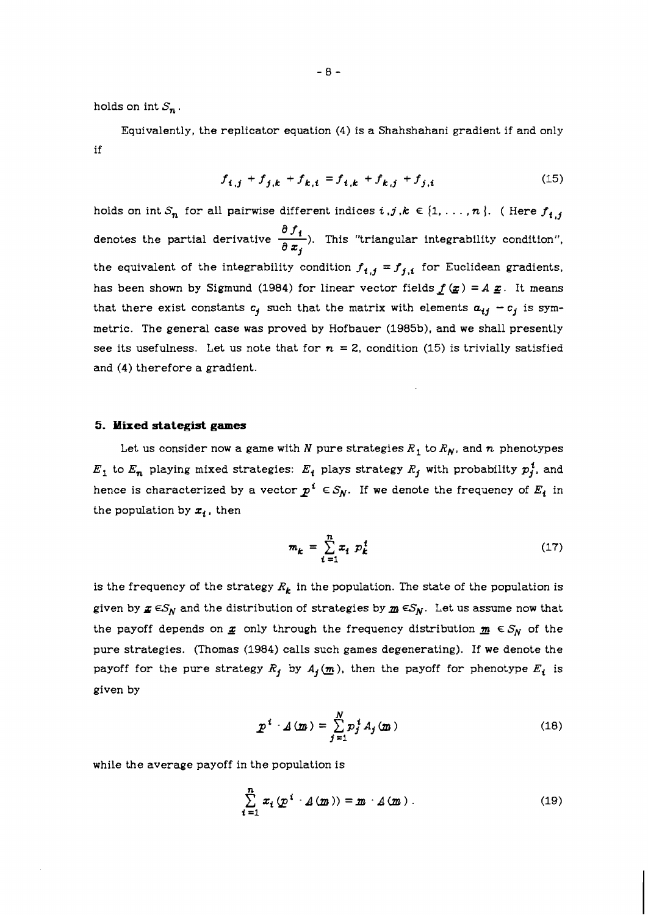holds on int $S_n$.

Equivalently, the replicator equation (4) is a Shahshahani gradient if and only if

$$f_{i,j} + f_{j,k} + f_{k,i} = f_{i,k} + f_{k,j} + f_{j,i} \tag{15}$$

holds on int $S_n$ for all pairwise different indices $i,j,k \in \{1, \ldots, n\}$. ( Here $f_{i,j}$ denotes the partial derivative $\frac{\partial f_i}{\partial x_j}$). This "triangular integrability condition", the equivalent of the integrability condition $f_{i,j} = f_{j,i}$ for Euclidean gradients, has been shown by Sigmund (1984) for linear vector fields $\underline{f}(\underline{x}) = A\,\underline{x}$. It means that there exist constants $c_j$ such that the matrix with elements $a_{ij} - c_j$ is symmetric. The general case was proved by Hofbauer (1985b), and we shall presently see its usefulness. Let us note that for $n = 2$, condition (15) is trivially satisfied and (4) therefore a gradient.

## 5. Mixed stategist games

Let us consider now a game with $N$ pure strategies $R_1$ to $R_N$, and $n$ phenotypes $E_1$ to $E_n$ playing mixed strategies: $E_i$ plays strategy $R_j$ with probability $p_j^i$, and hence is characterized by a vector $\underline{p}^i \in S_N$. If we denote the frequency of $E_i$ in the population by $x_i$, then

$$m_k = \sum_{i=1}^{n} x_i \; p_k^i \tag{17}$$

is the frequency of the strategy $R_k$ in the population. The state of the population is given by $\underline{x} \in S_N$ and the distribution of strategies by $\underline{m} \in S_N$. Let us assume now that the payoff depends on $\underline{x}$ only through the frequency distribution $\underline{m} \in S_N$ of the pure strategies. (Thomas (1984) calls such games degenerating). If we denote the payoff for the pure strategy $R_j$ by $A_j(\underline{m})$, then the payoff for phenotype $E_i$ is given by

$$\underline{p}^i \cdot \underline{A}(\underline{m}) = \sum_{j=1}^{N} p_j^i A_j(\underline{m}) \tag{18}$$

while the average payoff in the population is

$$\sum_{i=1}^{n} x_i (\underline{p}^i \cdot \underline{A}(\underline{m})) = \underline{m} \cdot \underline{A}(\underline{m}) \,. \tag{19}$$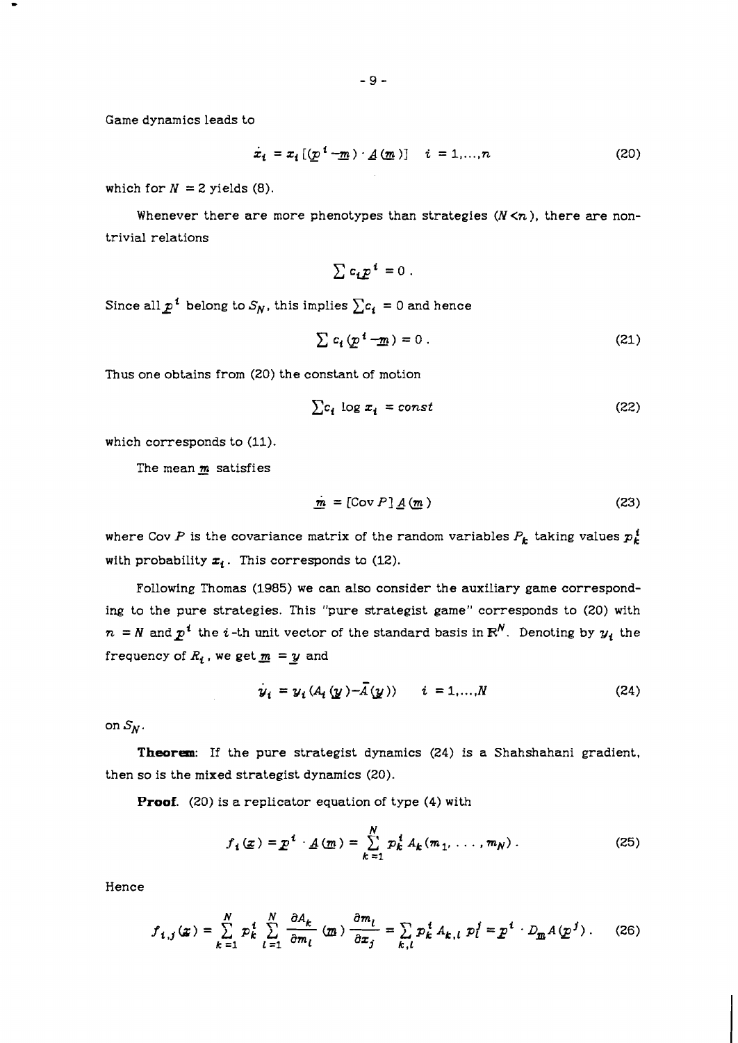Game dynamics leads to

$$\dot{x}_i = x_i [(\underline{p}^i - \underline{m}) \cdot \underline{A}(\underline{m})] \quad i = 1,\ldots,n \tag{20}$$

which for $N = 2$ yields (8).

Whenever there are more phenotypes than strategies ($N < n$), there are non-trivial relations

$$\sum c_i \underline{p}^i = 0 \; .$$

Since all $\underline{p}^i$ belong to $S_N$, this implies $\sum c_i = 0$ and hence

$$\sum c_i (\underline{p}^i - \underline{m}) = 0 \; . \tag{21}$$

Thus one obtains from (20) the constant of motion

$$\sum c_i \log x_i = const \tag{22}$$

which corresponds to (11).

The mean $\underline{m}$ satisfies

$$\dot{\underline{m}} = [\mathrm{Cov}\, P]\, \underline{A}(\underline{m}) \tag{23}$$

where Cov $P$ is the covariance matrix of the random variables $P_k$ taking values $p_k^i$ with probability $x_i$. This corresponds to (12).

Following Thomas (1985) we can also consider the auxiliary game corresponding to the pure strategies. This "pure strategist game" corresponds to (20) with $n = N$ and $\underline{p}^i$ the $i$-th unit vector of the standard basis in $\mathbb{R}^N$. Denoting by $y_i$ the frequency of $R_i$, we get $\underline{m} = \underline{y}$ and

$$\dot{y}_i = y_i (A_i(\underline{y}) - \bar{A}(\underline{y})) \qquad i = 1,\ldots,N \tag{24}$$

on $S_N$.

**Theorem**: If the pure strategist dynamics (24) is a Shahshahani gradient, then so is the mixed strategist dynamics (20).

**Proof.** (20) is a replicator equation of type (4) with

$$f_i(\underline{x}) = \underline{p}^i \cdot \underline{A}(\underline{m}) = \sum_{k=1}^{N} p_k^i A_k(m_1, \ldots, m_N) \; . \tag{25}$$

Hence

$$f_{i,j}(\underline{x}) = \sum_{k=1}^{N} p_k^i \sum_{l=1}^{N} \frac{\partial A_k}{\partial m_l}(\underline{m}) \frac{\partial m_l}{\partial x_j} = \sum_{k,l} p_k^i A_{k,l}\, p_l^j = \underline{p}^i \cdot D_{\underline{m}} A(\underline{p}^j) \; . \tag{26}$$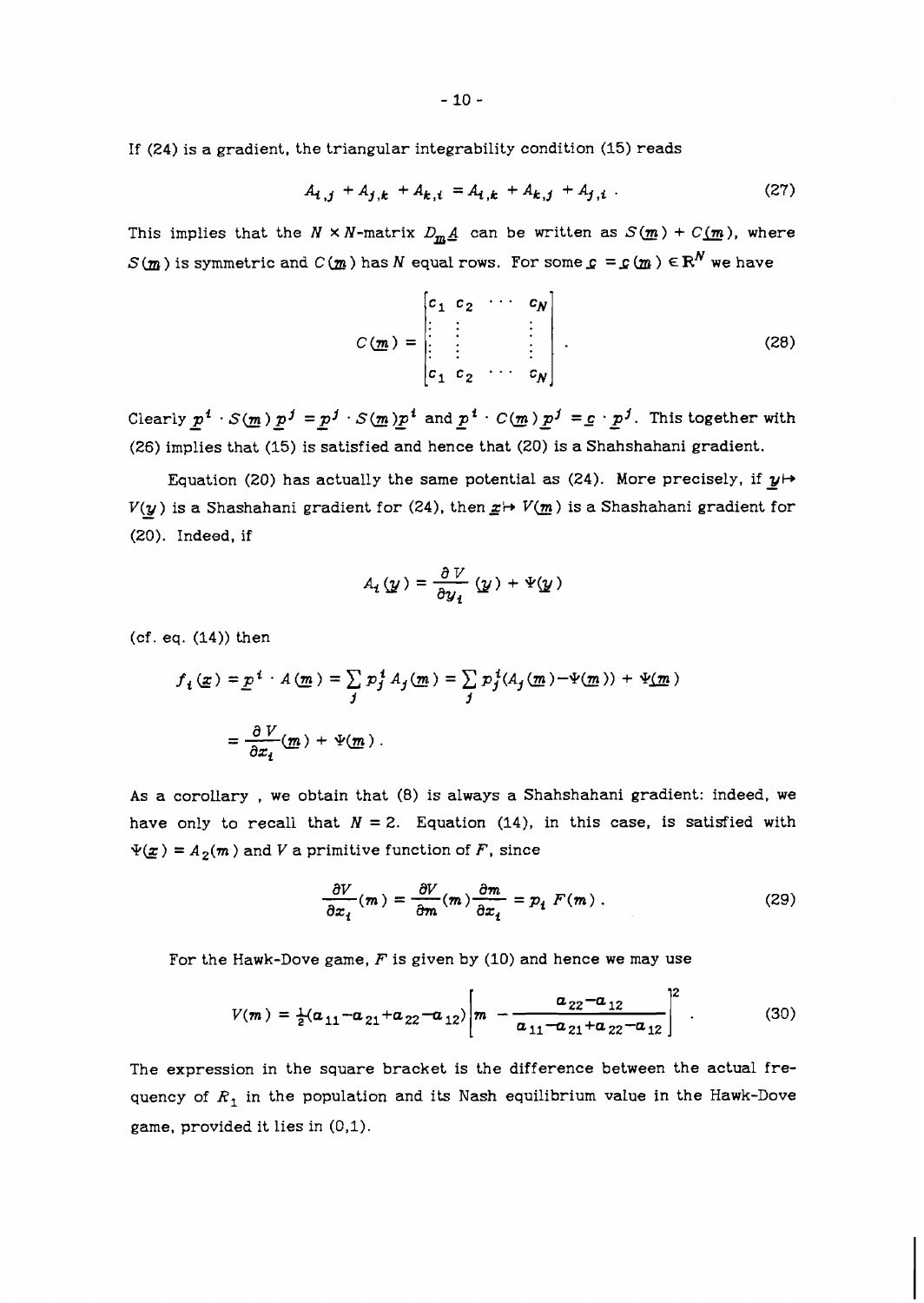If (24) is a gradient, the triangular integrability condition (15) reads

$$A_{i,j} + A_{j,k} + A_{k,i} = A_{i,k} + A_{k,j} + A_{j,i} . \tag{27}$$

This implies that the $N \times N$-matrix $D_{\underline{m}}\underline{A}$ can be written as $S(\underline{m}) + C(\underline{m})$, where $S(\underline{m})$ is symmetric and $C(\underline{m})$ has $N$ equal rows. For some $\underline{c} = \underline{c}(\underline{m}) \in \mathbf{R}^N$ we have

$$C(\underline{m}) = \begin{bmatrix} c_1 & c_2 & \cdots & c_N \\ \vdots & \vdots & & \vdots \\ \vdots & \vdots & & \vdots \\ c_1 & c_2 & \cdots & c_N \end{bmatrix} . \tag{28}$$

Clearly $\underline{p}^i \cdot S(\underline{m})\underline{p}^j = \underline{p}^j \cdot S(\underline{m})\underline{p}^i$ and $\underline{p}^i \cdot C(\underline{m})\underline{p}^j = \underline{c} \cdot \underline{p}^j$. This together with (26) implies that (15) is satisfied and hence that (20) is a Shahshahani gradient.

Equation (20) has actually the same potential as (24). More precisely, if $\underline{y} \mapsto V(\underline{y})$ is a Shashahani gradient for (24), then $\underline{x} \mapsto V(\underline{m})$ is a Shashahani gradient for (20). Indeed, if

$$A_i(\underline{y}) = \frac{\partial V}{\partial y_i}(\underline{y}) + \Psi(\underline{y})$$

(cf. eq. (14)) then

$$\begin{aligned} f_i(\underline{x}) &= \underline{p}^i \cdot A(\underline{m}) = \sum_j p_j^i A_j(\underline{m}) = \sum_j p_j^i (A_j(\underline{m}) - \Psi(\underline{m})) + \Psi(\underline{m}) \\ &= \frac{\partial V}{\partial x_i}(\underline{m}) + \Psi(\underline{m}) . \end{aligned}$$

As a corollary , we obtain that (8) is always a Shahshahani gradient: indeed, we have only to recall that $N = 2$. Equation (14), in this case, is satisfied with $\Psi(\underline{x}) = A_2(m)$ and $V$ a primitive function of $F$, since

$$\frac{\partial V}{\partial x_i}(m) = \frac{\partial V}{\partial m}(m)\frac{\partial m}{\partial x_i} = p_i\, F(m) . \tag{29}$$

For the Hawk-Dove game, $F$ is given by (10) and hence we may use

$$V(m) = \tfrac{1}{2}(a_{11} - a_{21} + a_{22} - a_{12})\left[m - \frac{a_{22} - a_{12}}{a_{11} - a_{21} + a_{22} - a_{12}}\right]^2 . \tag{30}$$

The expression in the square bracket is the difference between the actual frequency of $R_1$ in the population and its Nash equilibrium value in the Hawk-Dove game, provided it lies in (0,1).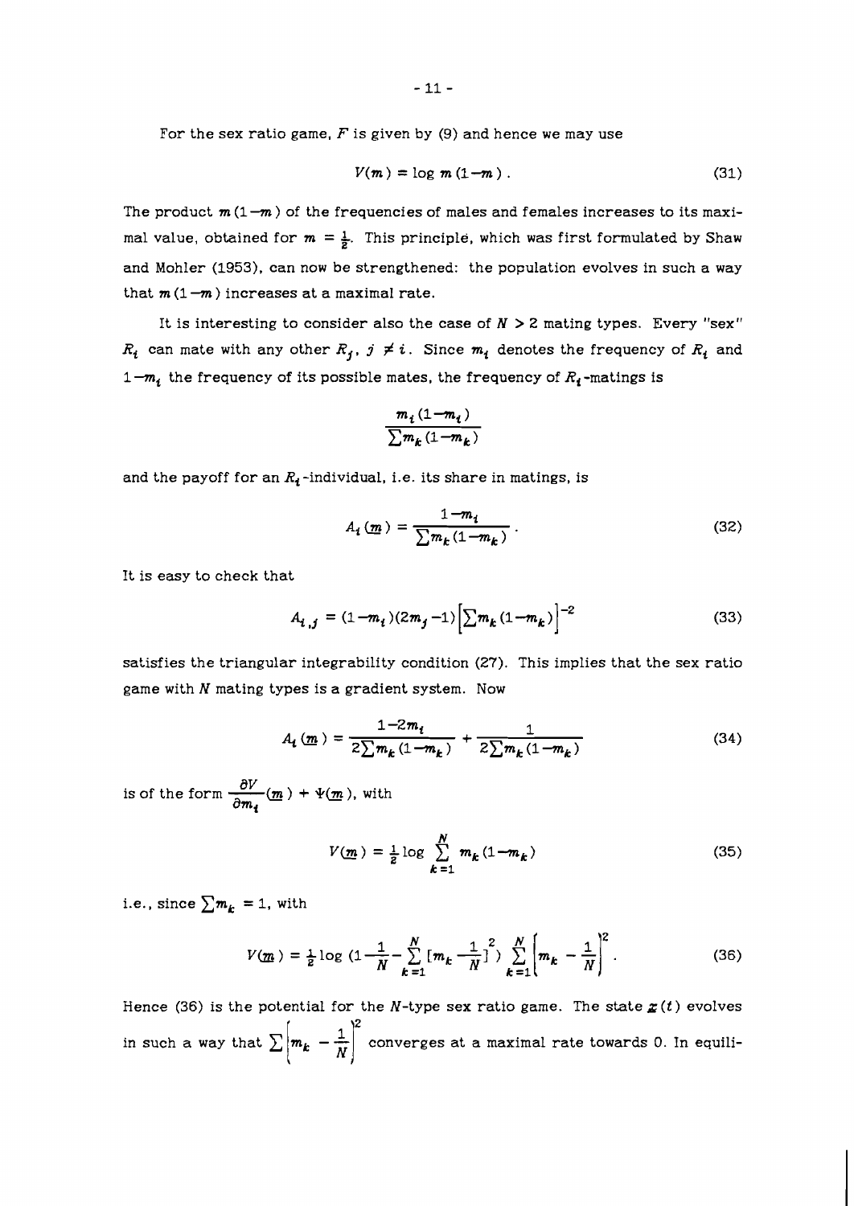For the sex ratio game, $F$ is given by (9) and hence we may use

$$V(m) = \log m(1-m) . \tag{31}$$

The product $m(1-m)$ of the frequencies of males and females increases to its maximal value, obtained for $m = \frac{1}{2}$. This principle, which was first formulated by Shaw and Mohler (1953), can now be strengthened: the population evolves in such a way that $m(1-m)$ increases at a maximal rate.

It is interesting to consider also the case of $N > 2$ mating types. Every "sex" $R_i$ can mate with any other $R_j$, $j \neq i$. Since $m_i$ denotes the frequency of $R_i$ and $1-m_i$ the frequency of its possible mates, the frequency of $R_i$-matings is

$$\frac{m_i(1-m_i)}{\sum m_k(1-m_k)}$$

and the payoff for an $R_i$-individual, i.e. its share in matings, is

$$A_i(\underline{m}) = \frac{1-m_i}{\sum m_k(1-m_k)} . \tag{32}$$

It is easy to check that

$$A_{i,j} = (1-m_i)(2m_j-1)\left[\sum m_k(1-m_k)\right]^{-2} \tag{33}$$

satisfies the triangular integrability condition (27). This implies that the sex ratio game with $N$ mating types is a gradient system. Now

$$A_i(\underline{m}) = \frac{1-2m_i}{2\sum m_k(1-m_k)} + \frac{1}{2\sum m_k(1-m_k)} \tag{34}$$

is of the form $\frac{\partial V}{\partial m_i}(\underline{m}) + \Psi(\underline{m})$, with

$$V(\underline{m}) = \tfrac{1}{2}\log \sum_{k=1}^{N} m_k(1-m_k) \tag{35}$$

i.e., since $\sum m_k = 1$, with

$$V(\underline{m}) = \tfrac{1}{2}\log\,(1-\frac{1}{N}-\sum_{k=1}^{N}[m_k-\frac{1}{N}]^2)\ \sum_{k=1}^{N}\left[m_k-\frac{1}{N}\right]^2 . \tag{36}$$

Hence (36) is the potential for the $N$-type sex ratio game. The state $\underline{x}(t)$ evolves in such a way that $\sum\left[m_k - \frac{1}{N}\right]^2$ converges at a maximal rate towards 0. In equili-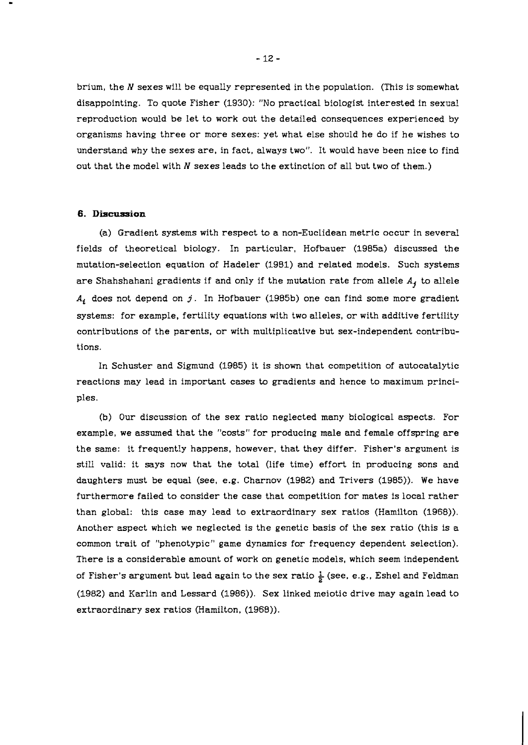brium, the $N$ sexes will be equally represented in the population. (This is somewhat disappointing. To quote Fisher (1930): "No practical biologist interested in sexual reproduction would be let to work out the detailed consequences experienced by organisms having three or more sexes: yet what else should he do if he wishes to understand why the sexes are, in fact, always two". It would have been nice to find out that the model with $N$ sexes leads to the extinction of all but two of them.)

## 6. Discussion

(a) Gradient systems with respect to a non-Euclidean metric occur in several fields of theoretical biology. In particular, Hofbauer (1985a) discussed the mutation-selection equation of Hadeler (1981) and related models. Such systems are Shahshahani gradients if and only if the mutation rate from allele $A_j$ to allele $A_i$ does not depend on $j$. In Hofbauer (1985b) one can find some more gradient systems: for example, fertility equations with two alleles, or with additive fertility contributions of the parents, or with multiplicative but sex-independent contributions.

In Schuster and Sigmund (1985) it is shown that competition of autocatalytic reactions may lead in important cases to gradients and hence to maximum principles.

(b) Our discussion of the sex ratio neglected many biological aspects. For example, we assumed that the "costs" for producing male and female offspring are the same: it frequently happens, however, that they differ. Fisher's argument is still valid: it says now that the total (life time) effort in producing sons and daughters must be equal (see, e.g. Charnov (1982) and Trivers (1985)). We have furthermore failed to consider the case that competition for mates is local rather than global: this case may lead to extraordinary sex ratios (Hamilton (1968)). Another aspect which we neglected is the genetic basis of the sex ratio (this is a common trait of "phenotypic" game dynamics for frequency dependent selection). There is a considerable amount of work on genetic models, which seem independent of Fisher's argument but lead again to the sex ratio $\frac{1}{2}$ (see, e.g., Eshel and Feldman (1982) and Karlin and Lessard (1986)). Sex linked meiotic drive may again lead to extraordinary sex ratios (Hamilton, (1968)).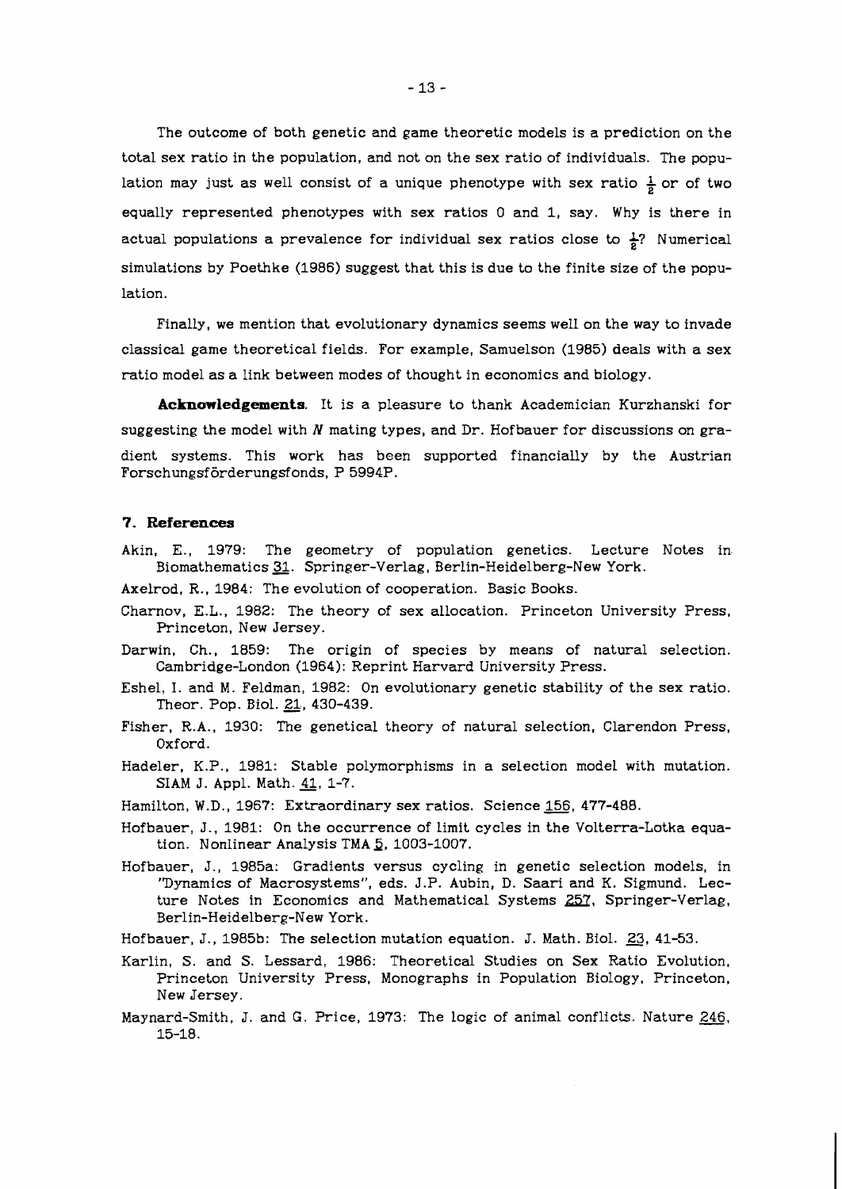The outcome of both genetic and game theoretic models is a prediction on the total sex ratio in the population, and not on the sex ratio of individuals. The population may just as well consist of a unique phenotype with sex ratio $\frac{1}{2}$ or of two equally represented phenotypes with sex ratios 0 and 1, say. Why is there in actual populations a prevalence for individual sex ratios close to $\frac{1}{2}$? Numerical simulations by Poethke (1986) suggest that this is due to the finite size of the population.

Finally, we mention that evolutionary dynamics seems well on the way to invade classical game theoretical fields. For example, Samuelson (1985) deals with a sex ratio model as a link between modes of thought in economics and biology.

**Acknowledgements**. It is a pleasure to thank Academician Kurzhanski for suggesting the model with $N$ mating types, and Dr. Hofbauer for discussions on gradient systems. This work has been supported financially by the Austrian Forschungsförderungsfonds, P 5994P.

## 7. References

Akin, E., 1979: The geometry of population genetics. Lecture Notes in Biomathematics 31. Springer-Verlag, Berlin-Heidelberg-New York.

Axelrod, R., 1984: The evolution of cooperation. Basic Books.

Charnov, E.L., 1982: The theory of sex allocation. Princeton University Press, Princeton, New Jersey.

Darwin, Ch., 1859: The origin of species by means of natural selection. Cambridge-London (1964): Reprint Harvard University Press.

Eshel, I. and M. Feldman, 1982: On evolutionary genetic stability of the sex ratio. Theor. Pop. Biol. 21, 430-439.

Fisher, R.A., 1930: The genetical theory of natural selection, Clarendon Press, Oxford.

Hadeler, K.P., 1981: Stable polymorphisms in a selection model with mutation. SIAM J. Appl. Math. 41, 1-7.

Hamilton, W.D., 1967: Extraordinary sex ratios. Science 156, 477-488.

Hofbauer, J., 1981: On the occurrence of limit cycles in the Volterra-Lotka equation. Nonlinear Analysis TMA 5, 1003-1007.

Hofbauer, J., 1985a: Gradients versus cycling in genetic selection models, in "Dynamics of Macrosystems", eds. J.P. Aubin, D. Saari and K. Sigmund. Lecture Notes in Economics and Mathematical Systems 257, Springer-Verlag, Berlin-Heidelberg-New York.

Hofbauer, J., 1985b: The selection mutation equation. J. Math. Biol. 23, 41-53.

Karlin, S. and S. Lessard, 1986: Theoretical Studies on Sex Ratio Evolution, Princeton University Press, Monographs in Population Biology, Princeton, New Jersey.

Maynard-Smith, J. and G. Price, 1973: The logic of animal conflicts. Nature 246, 15-18.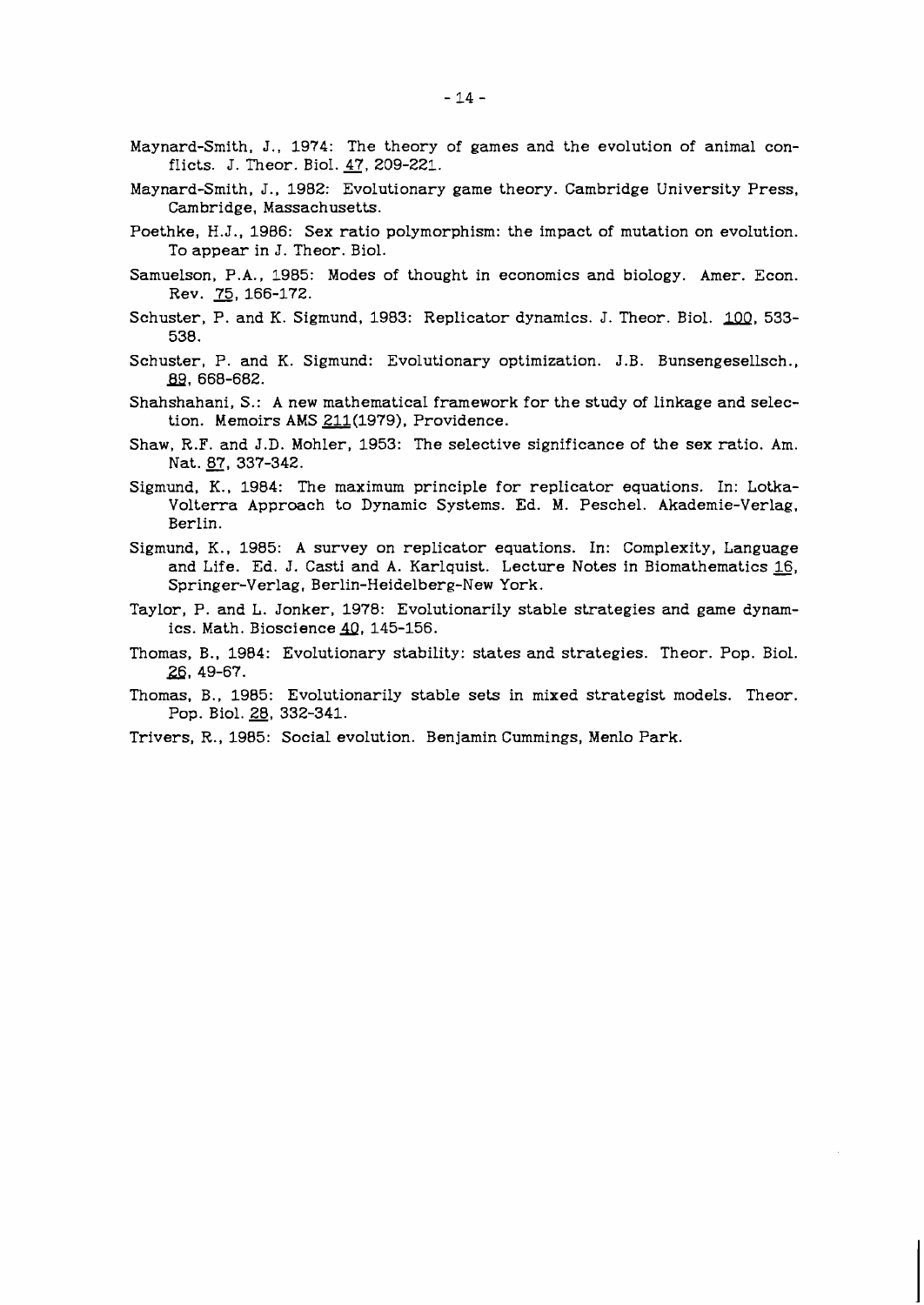Maynard-Smith, J., 1974: The theory of games and the evolution of animal conflicts. J. Theor. Biol. 47, 209-221.

Maynard-Smith, J., 1982: Evolutionary game theory. Cambridge University Press, Cambridge, Massachusetts.

Poethke, H.J., 1986: Sex ratio polymorphism: the impact of mutation on evolution. To appear in J. Theor. Biol.

Samuelson, P.A., 1985: Modes of thought in economics and biology. Amer. Econ. Rev. 75, 166-172.

Schuster, P. and K. Sigmund, 1983: Replicator dynamics. J. Theor. Biol. 100, 533-538.

Schuster, P. and K. Sigmund: Evolutionary optimization. J.B. Bunsengesellsch., 89, 668-682.

Shahshahani, S.: A new mathematical framework for the study of linkage and selection. Memoirs AMS 211(1979), Providence.

Shaw, R.F. and J.D. Mohler, 1953: The selective significance of the sex ratio. Am. Nat. 87, 337-342.

Sigmund, K., 1984: The maximum principle for replicator equations. In: Lotka-Volterra Approach to Dynamic Systems. Ed. M. Peschel. Akademie-Verlag, Berlin.

Sigmund, K., 1985: A survey on replicator equations. In: Complexity, Language and Life. Ed. J. Casti and A. Karlquist. Lecture Notes in Biomathematics 16, Springer-Verlag, Berlin-Heidelberg-New York.

Taylor, P. and L. Jonker, 1978: Evolutionarily stable strategies and game dynamics. Math. Bioscience 40, 145-156.

Thomas, B., 1984: Evolutionary stability: states and strategies. Theor. Pop. Biol. 26, 49-67.

Thomas, B., 1985: Evolutionarily stable sets in mixed strategist models. Theor. Pop. Biol. 28, 332-341.

Trivers, R., 1985: Social evolution. Benjamin Cummings, Menlo Park.